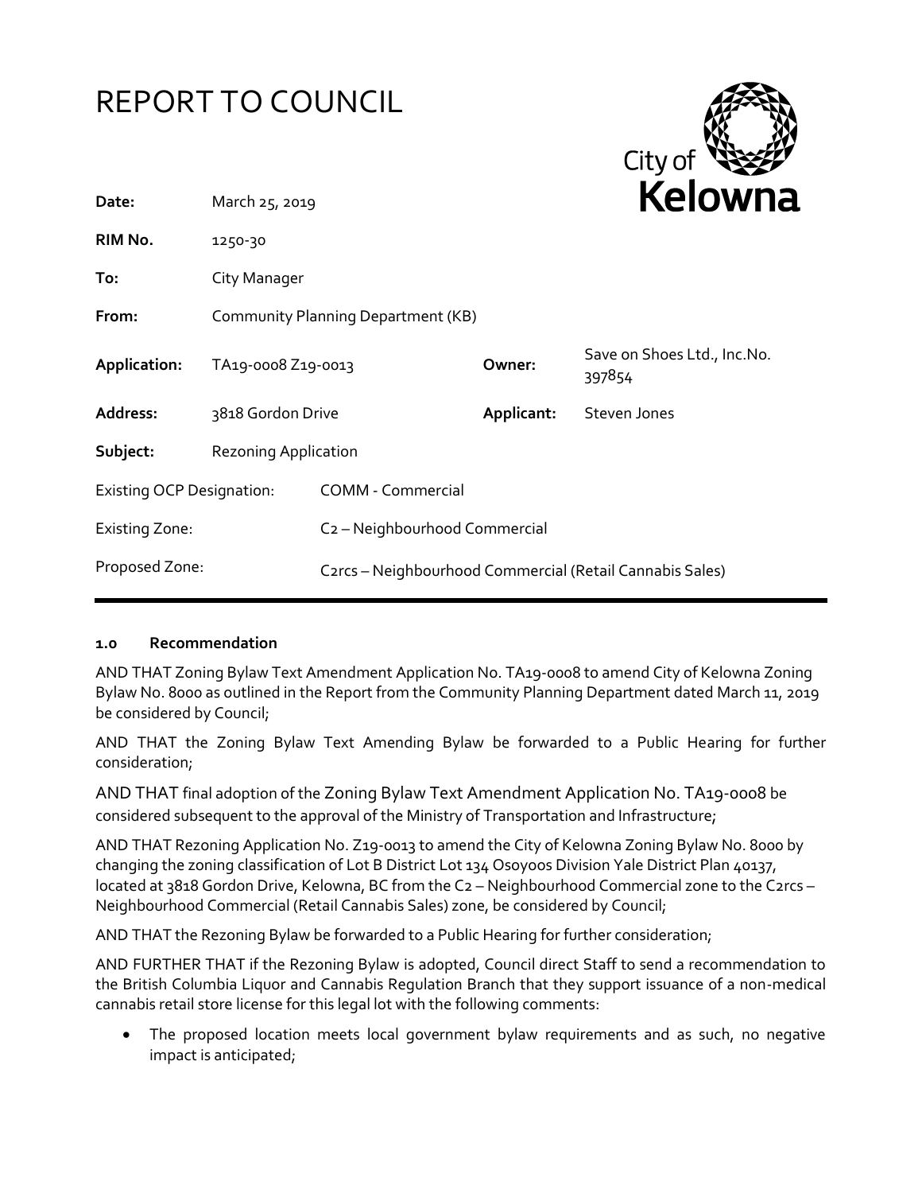# REPORT TO COUNCIL

| | | | |
|---|---|---|---|
| **Date:** | March 25, 2019 | | |
| **RIM No.** | 1250-30 | | |
| **To:** | City Manager | | |
| **From:** | Community Planning Department (KB) | | |
| **Application:** | TA19-0008 Z19-0013 | **Owner:** | Save on Shoes Ltd., Inc.No. 397854 |
| **Address:** | 3818 Gordon Drive | **Applicant:** | Steven Jones |
| **Subject:** | Rezoning Application | | |
| Existing OCP Designation: | COMM - Commercial | | |
| Existing Zone: | C2 – Neighbourhood Commercial | | |
| Proposed Zone: | C2rcs – Neighbourhood Commercial (Retail Cannabis Sales) | | |

## 1.0 Recommendation

AND THAT Zoning Bylaw Text Amendment Application No. TA19-0008 to amend City of Kelowna Zoning Bylaw No. 8000 as outlined in the Report from the Community Planning Department dated March 11, 2019 be considered by Council;

AND THAT the Zoning Bylaw Text Amending Bylaw be forwarded to a Public Hearing for further consideration;

AND THAT final adoption of the Zoning Bylaw Text Amendment Application No. TA19-0008 be considered subsequent to the approval of the Ministry of Transportation and Infrastructure;

AND THAT Rezoning Application No. Z19-0013 to amend the City of Kelowna Zoning Bylaw No. 8000 by changing the zoning classification of Lot B District Lot 134 Osoyoos Division Yale District Plan 40137, located at 3818 Gordon Drive, Kelowna, BC from the C2 – Neighbourhood Commercial zone to the C2rcs – Neighbourhood Commercial (Retail Cannabis Sales) zone, be considered by Council;

AND THAT the Rezoning Bylaw be forwarded to a Public Hearing for further consideration;

AND FURTHER THAT if the Rezoning Bylaw is adopted, Council direct Staff to send a recommendation to the British Columbia Liquor and Cannabis Regulation Branch that they support issuance of a non-medical cannabis retail store license for this legal lot with the following comments:

- The proposed location meets local government bylaw requirements and as such, no negative impact is anticipated;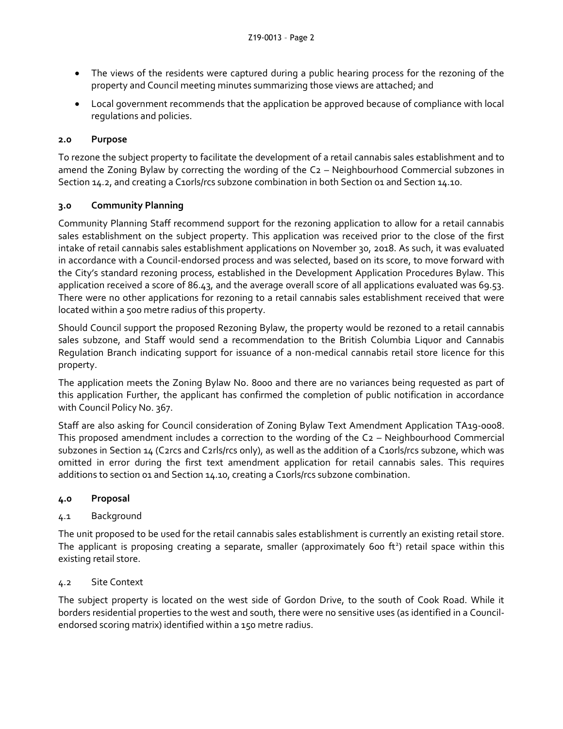- The views of the residents were captured during a public hearing process for the rezoning of the property and Council meeting minutes summarizing those views are attached; and
- Local government recommends that the application be approved because of compliance with local regulations and policies.

## 2.0 Purpose

To rezone the subject property to facilitate the development of a retail cannabis sales establishment and to amend the Zoning Bylaw by correcting the wording of the C2 – Neighbourhood Commercial subzones in Section 14.2, and creating a C10rls/rcs subzone combination in both Section 01 and Section 14.10.

## 3.0 Community Planning

Community Planning Staff recommend support for the rezoning application to allow for a retail cannabis sales establishment on the subject property. This application was received prior to the close of the first intake of retail cannabis sales establishment applications on November 30, 2018. As such, it was evaluated in accordance with a Council-endorsed process and was selected, based on its score, to move forward with the City's standard rezoning process, established in the Development Application Procedures Bylaw. This application received a score of 86.43, and the average overall score of all applications evaluated was 69.53. There were no other applications for rezoning to a retail cannabis sales establishment received that were located within a 500 metre radius of this property.

Should Council support the proposed Rezoning Bylaw, the property would be rezoned to a retail cannabis sales subzone, and Staff would send a recommendation to the British Columbia Liquor and Cannabis Regulation Branch indicating support for issuance of a non-medical cannabis retail store licence for this property.

The application meets the Zoning Bylaw No. 8000 and there are no variances being requested as part of this application Further, the applicant has confirmed the completion of public notification in accordance with Council Policy No. 367.

Staff are also asking for Council consideration of Zoning Bylaw Text Amendment Application TA19-0008. This proposed amendment includes a correction to the wording of the C2 – Neighbourhood Commercial subzones in Section 14 (C2rcs and C2rls/rcs only), as well as the addition of a C10rls/rcs subzone, which was omitted in error during the first text amendment application for retail cannabis sales. This requires additions to section 01 and Section 14.10, creating a C10rls/rcs subzone combination.

## 4.0 Proposal

### 4.1 Background

The unit proposed to be used for the retail cannabis sales establishment is currently an existing retail store. The applicant is proposing creating a separate, smaller (approximately 600 ft$^2$) retail space within this existing retail store.

### 4.2 Site Context

The subject property is located on the west side of Gordon Drive, to the south of Cook Road. While it borders residential properties to the west and south, there were no sensitive uses (as identified in a Council-endorsed scoring matrix) identified within a 150 metre radius.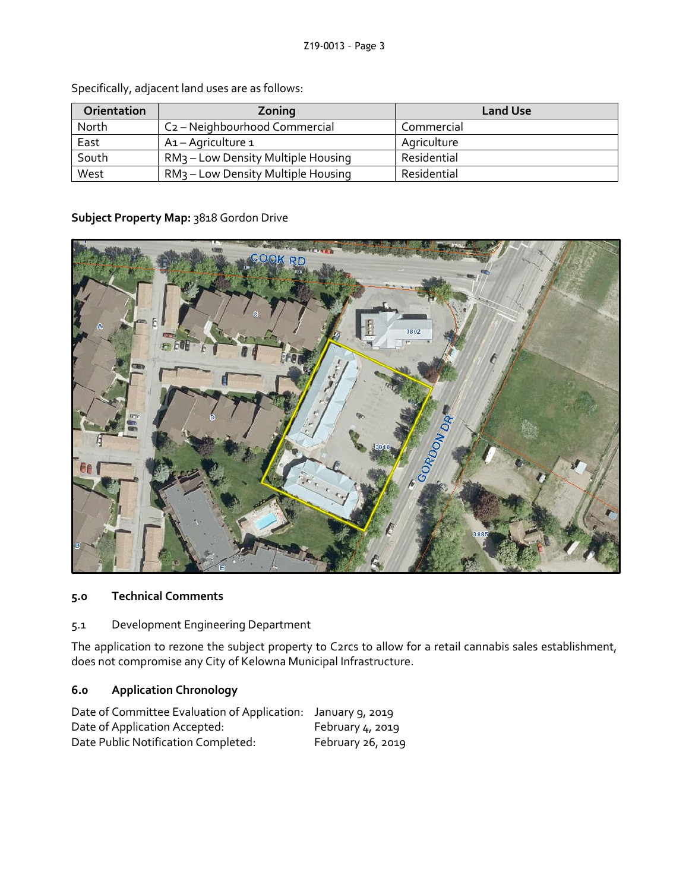Specifically, adjacent land uses are as follows:

| Orientation | Zoning | Land Use |
| --- | --- | --- |
| North | C2 – Neighbourhood Commercial | Commercial |
| East | A1 – Agriculture 1 | Agriculture |
| South | RM3 – Low Density Multiple Housing | Residential |
| West | RM3 – Low Density Multiple Housing | Residential |

**Subject Property Map:** 3818 Gordon Drive

## 5.0 Technical Comments

5.1 Development Engineering Department

The application to rezone the subject property to C2rcs to allow for a retail cannabis sales establishment, does not compromise any City of Kelowna Municipal Infrastructure.

## 6.0 Application Chronology

Date of Committee Evaluation of Application: January 9, 2019
Date of Application Accepted: February 4, 2019
Date Public Notification Completed: February 26, 2019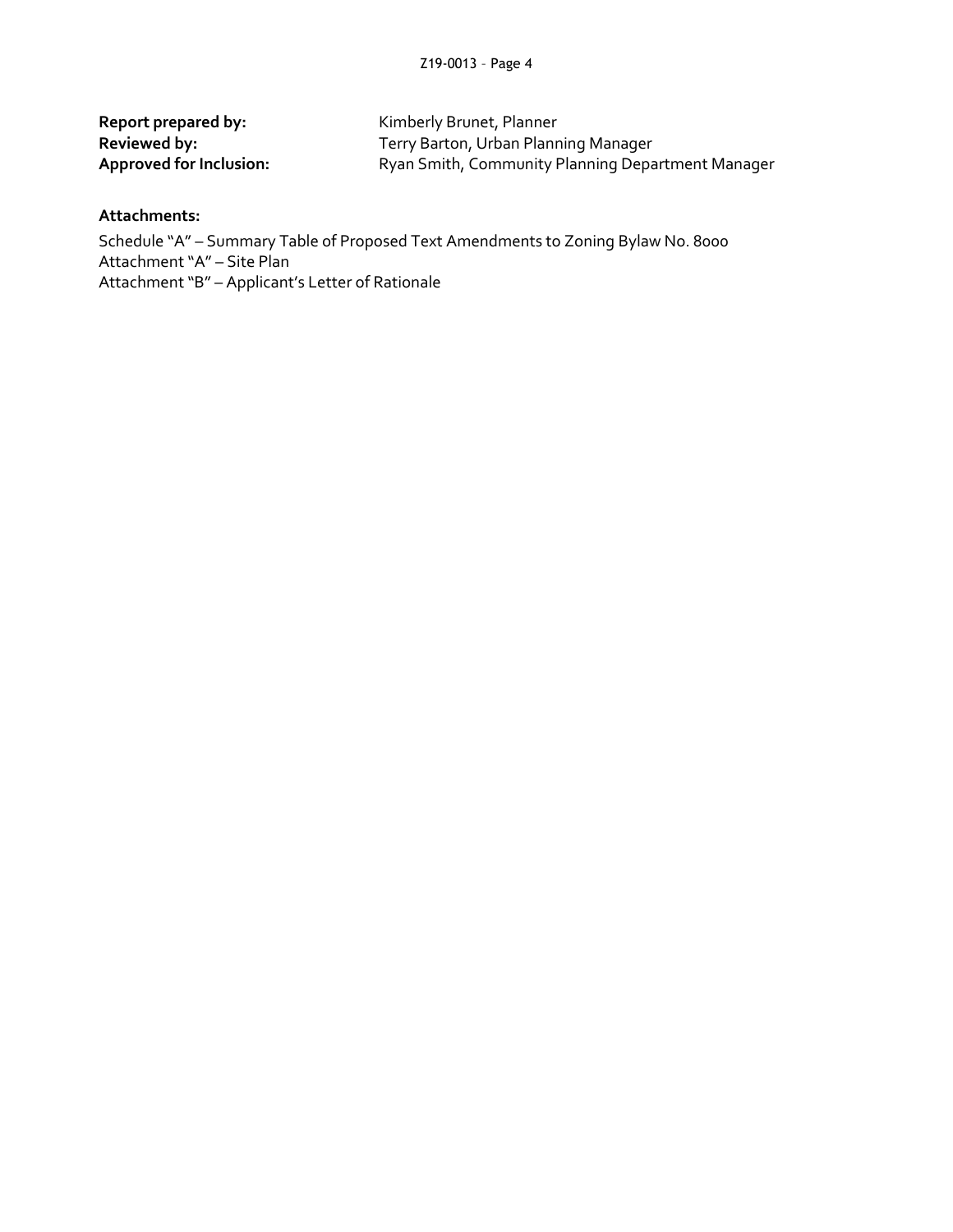**Report prepared by:** Kimberly Brunet, Planner
**Reviewed by:** Terry Barton, Urban Planning Manager
**Approved for Inclusion:** Ryan Smith, Community Planning Department Manager

**Attachments:**

Schedule "A" – Summary Table of Proposed Text Amendments to Zoning Bylaw No. 8000
Attachment "A" – Site Plan
Attachment "B" – Applicant's Letter of Rationale